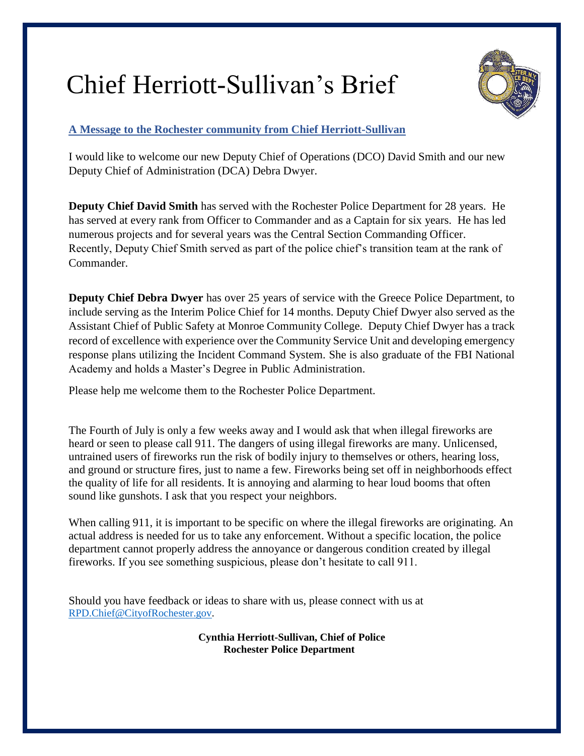# Chief Herriott-Sullivan's Brief

**A Message to the Rochester community from Chief Herriott-Sullivan**

I would like to welcome our new Deputy Chief of Operations (DCO) David Smith and our new Deputy Chief of Administration (DCA) Debra Dwyer.

**Deputy Chief David Smith** has served with the Rochester Police Department for 28 years. He has served at every rank from Officer to Commander and as a Captain for six years. He has led numerous projects and for several years was the Central Section Commanding Officer. Recently, Deputy Chief Smith served as part of the police chief's transition team at the rank of Commander.

**Deputy Chief Debra Dwyer** has over 25 years of service with the Greece Police Department, to include serving as the Interim Police Chief for 14 months. Deputy Chief Dwyer also served as the Assistant Chief of Public Safety at Monroe Community College. Deputy Chief Dwyer has a track record of excellence with experience over the Community Service Unit and developing emergency response plans utilizing the Incident Command System. She is also graduate of the FBI National Academy and holds a Master's Degree in Public Administration.

Please help me welcome them to the Rochester Police Department.

The Fourth of July is only a few weeks away and I would ask that when illegal fireworks are heard or seen to please call 911. The dangers of using illegal fireworks are many. Unlicensed, untrained users of fireworks run the risk of bodily injury to themselves or others, hearing loss, and ground or structure fires, just to name a few. Fireworks being set off in neighborhoods effect the quality of life for all residents. It is annoying and alarming to hear loud booms that often sound like gunshots. I ask that you respect your neighbors.

When calling 911, it is important to be specific on where the illegal fireworks are originating. An actual address is needed for us to take any enforcement. Without a specific location, the police department cannot properly address the annoyance or dangerous condition created by illegal fireworks. If you see something suspicious, please don't hesitate to call 911.

Should you have feedback or ideas to share with us, please connect with us at RPD.Chief@CityofRochester.gov.

**Cynthia Herriott-Sullivan, Chief of Police**
**Rochester Police Department**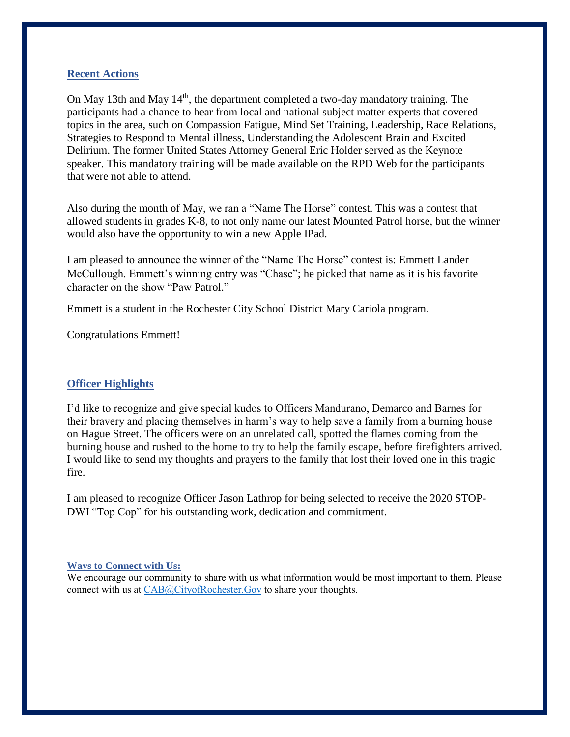## Recent Actions

On May 13th and May 14th, the department completed a two-day mandatory training. The participants had a chance to hear from local and national subject matter experts that covered topics in the area, such on Compassion Fatigue, Mind Set Training, Leadership, Race Relations, Strategies to Respond to Mental illness, Understanding the Adolescent Brain and Excited Delirium. The former United States Attorney General Eric Holder served as the Keynote speaker. This mandatory training will be made available on the RPD Web for the participants that were not able to attend.

Also during the month of May, we ran a "Name The Horse" contest. This was a contest that allowed students in grades K-8, to not only name our latest Mounted Patrol horse, but the winner would also have the opportunity to win a new Apple IPad.

I am pleased to announce the winner of the "Name The Horse" contest is: Emmett Lander McCullough. Emmett's winning entry was "Chase"; he picked that name as it is his favorite character on the show "Paw Patrol."

Emmett is a student in the Rochester City School District Mary Cariola program.

Congratulations Emmett!

## Officer Highlights

I'd like to recognize and give special kudos to Officers Mandurano, Demarco and Barnes for their bravery and placing themselves in harm's way to help save a family from a burning house on Hague Street. The officers were on an unrelated call, spotted the flames coming from the burning house and rushed to the home to try to help the family escape, before firefighters arrived. I would like to send my thoughts and prayers to the family that lost their loved one in this tragic fire.

I am pleased to recognize Officer Jason Lathrop for being selected to receive the 2020 STOP-DWI "Top Cop" for his outstanding work, dedication and commitment.

### Ways to Connect with Us:

We encourage our community to share with us what information would be most important to them. Please connect with us at CAB@CityofRochester.Gov to share your thoughts.